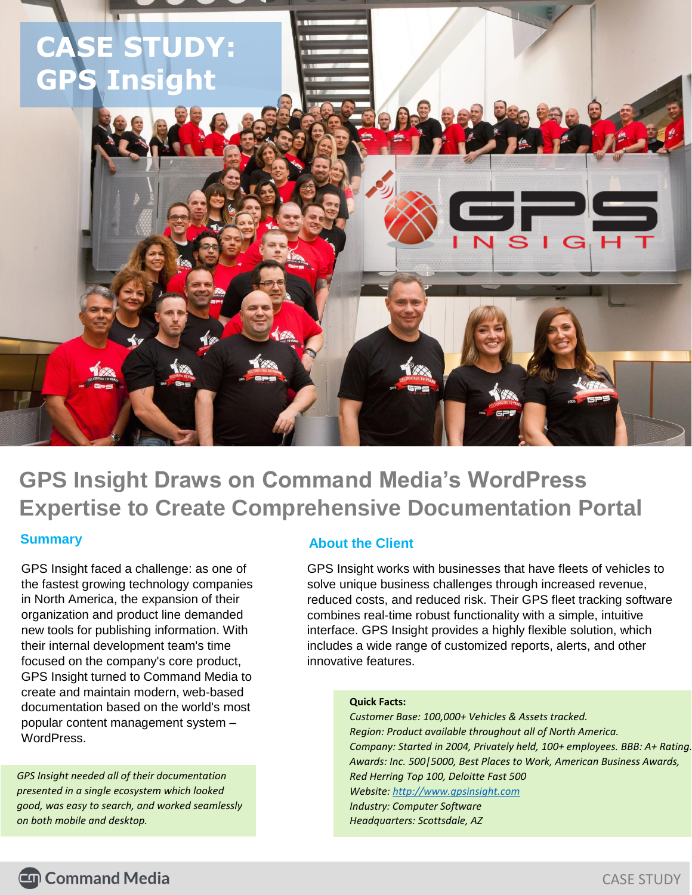# CASE STUDY: GPS Insight

## GPS Insight Draws on Command Media's WordPress Expertise to Create Comprehensive Documentation Portal

### Summary

GPS Insight faced a challenge: as one of the fastest growing technology companies in North America, the expansion of their organization and product line demanded new tools for publishing information. With their internal development team's time focused on the company's core product, GPS Insight turned to Command Media to create and maintain modern, web-based documentation based on the world's most popular content management system – WordPress.

*GPS Insight needed all of their documentation presented in a single ecosystem which looked good, was easy to search, and worked seamlessly on both mobile and desktop.*

### About the Client

GPS Insight works with businesses that have fleets of vehicles to solve unique business challenges through increased revenue, reduced costs, and reduced risk. Their GPS fleet tracking software combines real-time robust functionality with a simple, intuitive interface. GPS Insight provides a highly flexible solution, which includes a wide range of customized reports, alerts, and other innovative features.

**Quick Facts:**

*Customer Base: 100,000+ Vehicles & Assets tracked.*
*Region: Product available throughout all of North America.*
*Company: Started in 2004, Privately held, 100+ employees. BBB: A+ Rating.*
*Awards: Inc. 500|5000, Best Places to Work, American Business Awards, Red Herring Top 100, Deloitte Fast 500*
*Website: [http://www.gpsinsight.com](http://www.gpsinsight.com)*
*Industry: Computer Software*
*Headquarters: Scottsdale, AZ*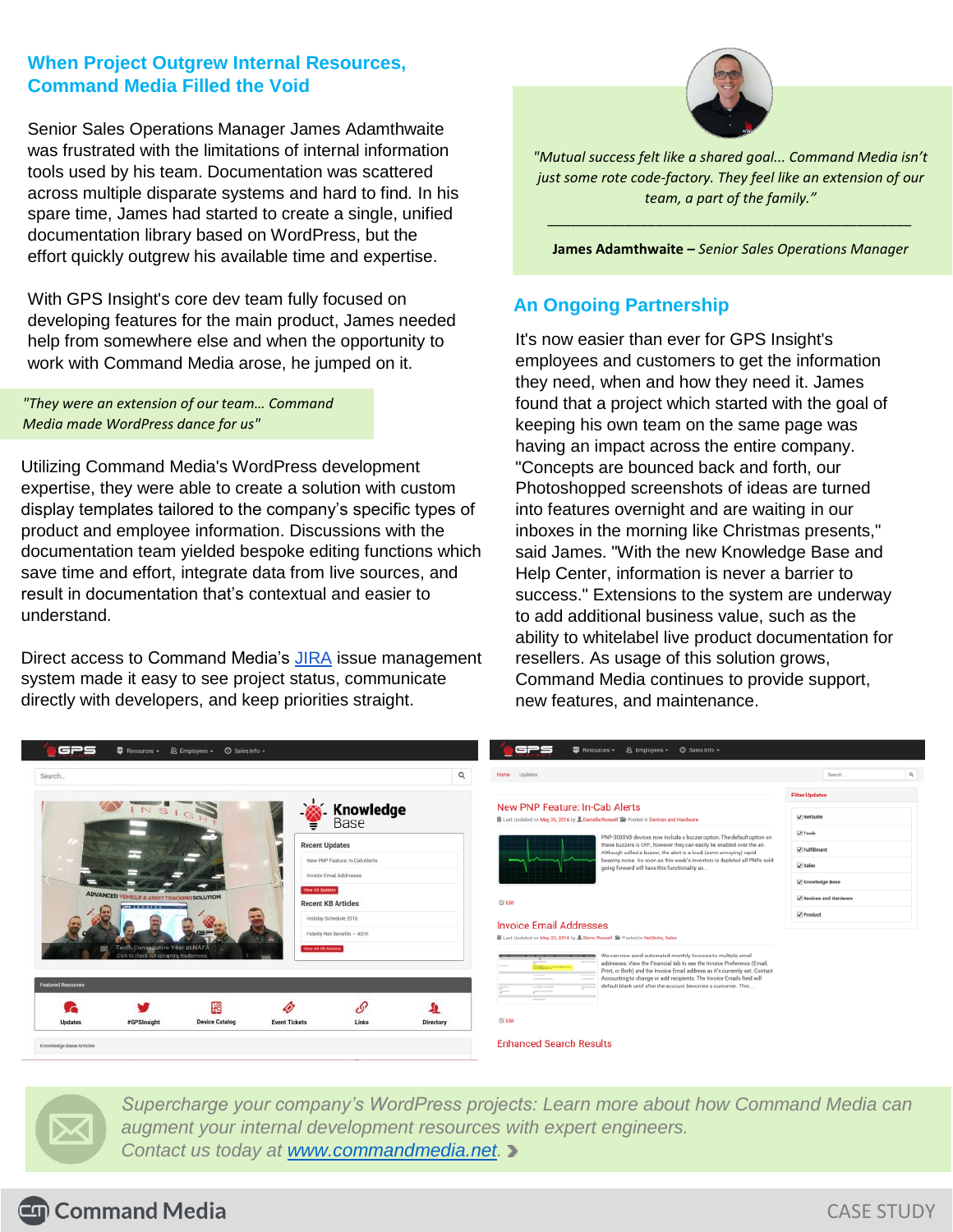## When Project Outgrew Internal Resources, Command Media Filled the Void

Senior Sales Operations Manager James Adamthwaite was frustrated with the limitations of internal information tools used by his team. Documentation was scattered across multiple disparate systems and hard to find. In his spare time, James had started to create a single, unified documentation library based on WordPress, but the effort quickly outgrew his available time and expertise.

With GPS Insight's core dev team fully focused on developing features for the main product, James needed help from somewhere else and when the opportunity to work with Command Media arose, he jumped on it.

> *"They were an extension of our team… Command Media made WordPress dance for us"*

Utilizing Command Media's WordPress development expertise, they were able to create a solution with custom display templates tailored to the company's specific types of product and employee information. Discussions with the documentation team yielded bespoke editing functions which save time and effort, integrate data from live sources, and result in documentation that's contextual and easier to understand.

Direct access to Command Media's JIRA issue management system made it easy to see project status, communicate directly with developers, and keep priorities straight.

> *"Mutual success felt like a shared goal… Command Media isn't just some rote code-factory. They feel like an extension of our team, a part of the family."*
>
> **James Adamthwaite –** *Senior Sales Operations Manager*

## An Ongoing Partnership

It's now easier than ever for GPS Insight's employees and customers to get the information they need, when and how they need it. James found that a project which started with the goal of keeping his own team on the same page was having an impact across the entire company. "Concepts are bounced back and forth, our Photoshopped screenshots of ideas are turned into features overnight and are waiting in our inboxes in the morning like Christmas presents," said James. "With the new Knowledge Base and Help Center, information is never a barrier to success." Extensions to the system are underway to add additional business value, such as the ability to whitelabel live product documentation for resellers. As usage of this solution grows, Command Media continues to provide support, new features, and maintenance.

*Supercharge your company's WordPress projects: Learn more about how Command Media can augment your internal development resources with expert engineers. Contact us today at [www.commandmedia.net](http://www.commandmedia.net).*

Command Media — CASE STUDY